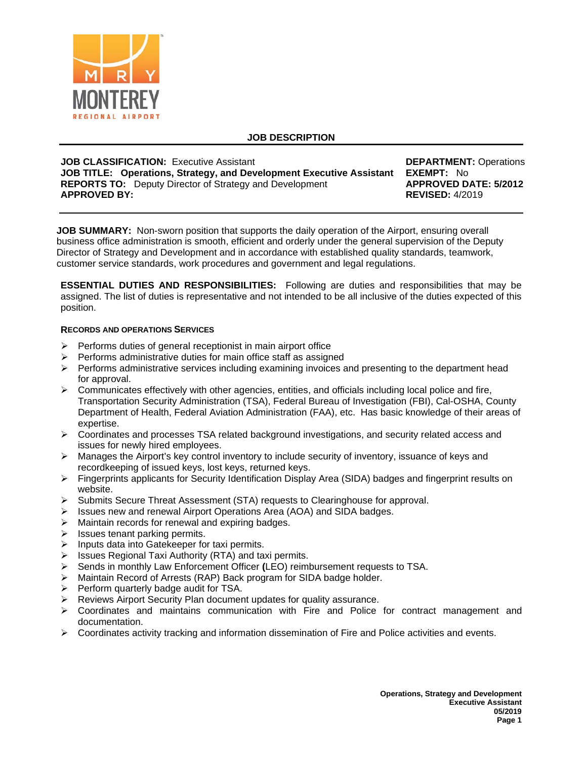# JOB DESCRIPTION

**JOB CLASSIFICATION:** Executive Assistant
**JOB TITLE: Operations, Strategy, and Development Executive Assistant**
**REPORTS TO:** Deputy Director of Strategy and Development
**APPROVED BY:**

**DEPARTMENT:** Operations
**EXEMPT:** No
**APPROVED DATE: 5/2012**
**REVISED:** 4/2019

**JOB SUMMARY:** Non-sworn position that supports the daily operation of the Airport, ensuring overall business office administration is smooth, efficient and orderly under the general supervision of the Deputy Director of Strategy and Development and in accordance with established quality standards, teamwork, customer service standards, work procedures and government and legal regulations.

**ESSENTIAL DUTIES AND RESPONSIBILITIES:** Following are duties and responsibilities that may be assigned. The list of duties is representative and not intended to be all inclusive of the duties expected of this position.

### RECORDS AND OPERATIONS SERVICES

- Performs duties of general receptionist in main airport office
- Performs administrative duties for main office staff as assigned
- Performs administrative services including examining invoices and presenting to the department head for approval.
- Communicates effectively with other agencies, entities, and officials including local police and fire, Transportation Security Administration (TSA), Federal Bureau of Investigation (FBI), Cal-OSHA, County Department of Health, Federal Aviation Administration (FAA), etc. Has basic knowledge of their areas of expertise.
- Coordinates and processes TSA related background investigations, and security related access and issues for newly hired employees.
- Manages the Airport's key control inventory to include security of inventory, issuance of keys and recordkeeping of issued keys, lost keys, returned keys.
- Fingerprints applicants for Security Identification Display Area (SIDA) badges and fingerprint results on website.
- Submits Secure Threat Assessment (STA) requests to Clearinghouse for approval.
- Issues new and renewal Airport Operations Area (AOA) and SIDA badges.
- Maintain records for renewal and expiring badges.
- Issues tenant parking permits.
- Inputs data into Gatekeeper for taxi permits.
- Issues Regional Taxi Authority (RTA) and taxi permits.
- Sends in monthly Law Enforcement Officer (LEO) reimbursement requests to TSA.
- Maintain Record of Arrests (RAP) Back program for SIDA badge holder.
- Perform quarterly badge audit for TSA.
- Reviews Airport Security Plan document updates for quality assurance.
- Coordinates and maintains communication with Fire and Police for contract management and documentation.
- Coordinates activity tracking and information dissemination of Fire and Police activities and events.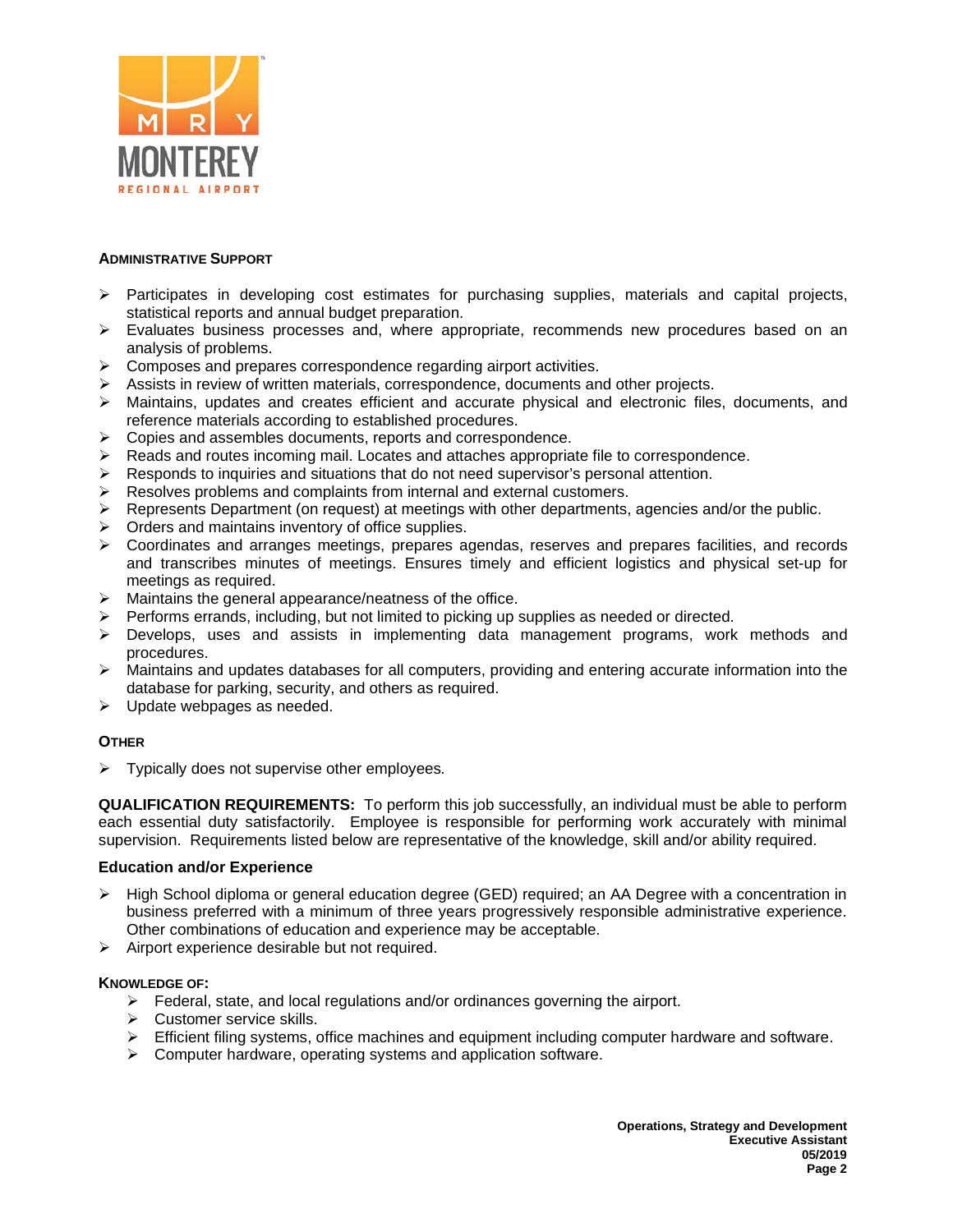### Administrative Support

- Participates in developing cost estimates for purchasing supplies, materials and capital projects, statistical reports and annual budget preparation.
- Evaluates business processes and, where appropriate, recommends new procedures based on an analysis of problems.
- Composes and prepares correspondence regarding airport activities.
- Assists in review of written materials, correspondence, documents and other projects.
- Maintains, updates and creates efficient and accurate physical and electronic files, documents, and reference materials according to established procedures.
- Copies and assembles documents, reports and correspondence.
- Reads and routes incoming mail. Locates and attaches appropriate file to correspondence.
- Responds to inquiries and situations that do not need supervisor's personal attention.
- Resolves problems and complaints from internal and external customers.
- Represents Department (on request) at meetings with other departments, agencies and/or the public.
- Orders and maintains inventory of office supplies.
- Coordinates and arranges meetings, prepares agendas, reserves and prepares facilities, and records and transcribes minutes of meetings. Ensures timely and efficient logistics and physical set-up for meetings as required.
- Maintains the general appearance/neatness of the office.
- Performs errands, including, but not limited to picking up supplies as needed or directed.
- Develops, uses and assists in implementing data management programs, work methods and procedures.
- Maintains and updates databases for all computers, providing and entering accurate information into the database for parking, security, and others as required.
- Update webpages as needed.

### Other

- Typically does not supervise other employees.

**QUALIFICATION REQUIREMENTS:** To perform this job successfully, an individual must be able to perform each essential duty satisfactorily. Employee is responsible for performing work accurately with minimal supervision. Requirements listed below are representative of the knowledge, skill and/or ability required.

### Education and/or Experience

- High School diploma or general education degree (GED) required; an AA Degree with a concentration in business preferred with a minimum of three years progressively responsible administrative experience. Other combinations of education and experience may be acceptable.
- Airport experience desirable but not required.

### Knowledge of:

- Federal, state, and local regulations and/or ordinances governing the airport.
- Customer service skills.
- Efficient filing systems, office machines and equipment including computer hardware and software.
- Computer hardware, operating systems and application software.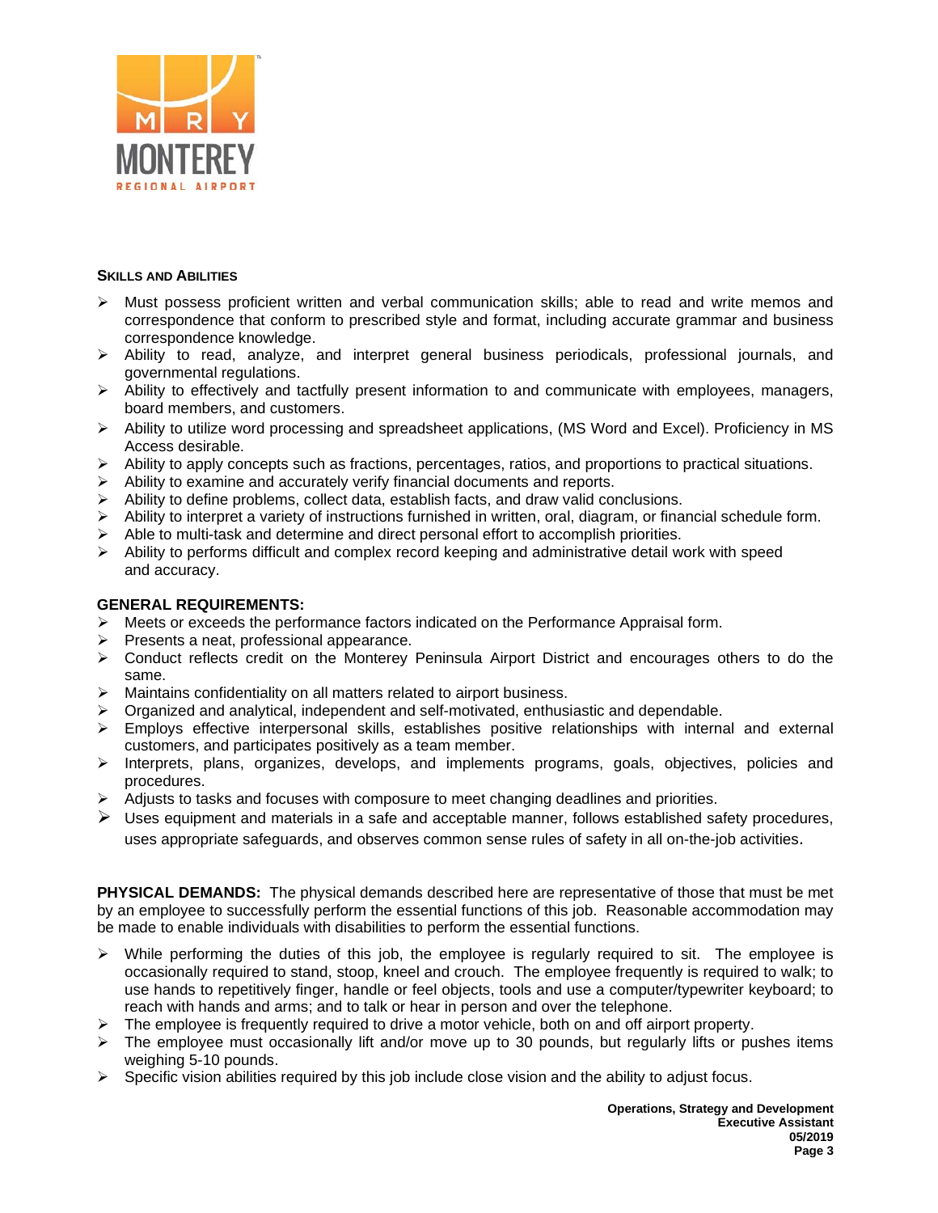### SKILLS AND ABILITIES

- Must possess proficient written and verbal communication skills; able to read and write memos and correspondence that conform to prescribed style and format, including accurate grammar and business correspondence knowledge.
- Ability to read, analyze, and interpret general business periodicals, professional journals, and governmental regulations.
- Ability to effectively and tactfully present information to and communicate with employees, managers, board members, and customers.
- Ability to utilize word processing and spreadsheet applications, (MS Word and Excel). Proficiency in MS Access desirable.
- Ability to apply concepts such as fractions, percentages, ratios, and proportions to practical situations.
- Ability to examine and accurately verify financial documents and reports.
- Ability to define problems, collect data, establish facts, and draw valid conclusions.
- Ability to interpret a variety of instructions furnished in written, oral, diagram, or financial schedule form.
- Able to multi-task and determine and direct personal effort to accomplish priorities.
- Ability to performs difficult and complex record keeping and administrative detail work with speed and accuracy.

### GENERAL REQUIREMENTS:

- Meets or exceeds the performance factors indicated on the Performance Appraisal form.
- Presents a neat, professional appearance.
- Conduct reflects credit on the Monterey Peninsula Airport District and encourages others to do the same.
- Maintains confidentiality on all matters related to airport business.
- Organized and analytical, independent and self-motivated, enthusiastic and dependable.
- Employs effective interpersonal skills, establishes positive relationships with internal and external customers, and participates positively as a team member.
- Interprets, plans, organizes, develops, and implements programs, goals, objectives, policies and procedures.
- Adjusts to tasks and focuses with composure to meet changing deadlines and priorities.
- Uses equipment and materials in a safe and acceptable manner, follows established safety procedures, uses appropriate safeguards, and observes common sense rules of safety in all on-the-job activities.

**PHYSICAL DEMANDS:** The physical demands described here are representative of those that must be met by an employee to successfully perform the essential functions of this job. Reasonable accommodation may be made to enable individuals with disabilities to perform the essential functions.

- While performing the duties of this job, the employee is regularly required to sit. The employee is occasionally required to stand, stoop, kneel and crouch. The employee frequently is required to walk; to use hands to repetitively finger, handle or feel objects, tools and use a computer/typewriter keyboard; to reach with hands and arms; and to talk or hear in person and over the telephone.
- The employee is frequently required to drive a motor vehicle, both on and off airport property.
- The employee must occasionally lift and/or move up to 30 pounds, but regularly lifts or pushes items weighing 5-10 pounds.
- Specific vision abilities required by this job include close vision and the ability to adjust focus.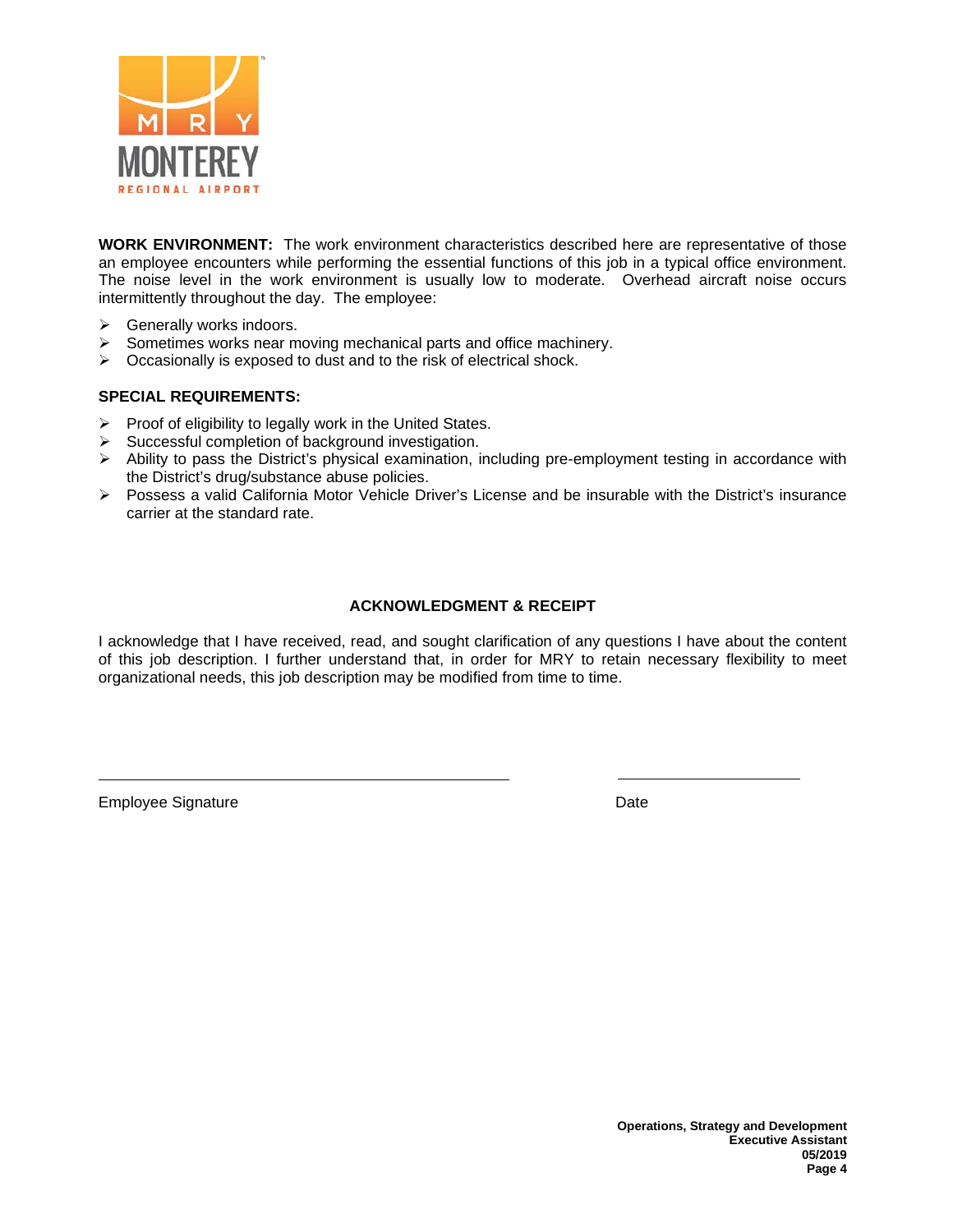**WORK ENVIRONMENT:** The work environment characteristics described here are representative of those an employee encounters while performing the essential functions of this job in a typical office environment. The noise level in the work environment is usually low to moderate. Overhead aircraft noise occurs intermittently throughout the day. The employee:

- Generally works indoors.
- Sometimes works near moving mechanical parts and office machinery.
- Occasionally is exposed to dust and to the risk of electrical shock.

**SPECIAL REQUIREMENTS:**

- Proof of eligibility to legally work in the United States.
- Successful completion of background investigation.
- Ability to pass the District's physical examination, including pre-employment testing in accordance with the District's drug/substance abuse policies.
- Possess a valid California Motor Vehicle Driver's License and be insurable with the District's insurance carrier at the standard rate.

**ACKNOWLEDGMENT & RECEIPT**

I acknowledge that I have received, read, and sought clarification of any questions I have about the content of this job description. I further understand that, in order for MRY to retain necessary flexibility to meet organizational needs, this job description may be modified from time to time.

\_\_\_\_\_\_\_\_\_\_\_\_\_\_\_\_\_\_\_\_\_\_\_\_\_\_\_\_\_\_\_\_\_\_\_\_\_\_\_\_ \_\_\_\_\_\_\_\_\_\_\_\_\_\_\_\_\_\_\_\_

Employee Signature Date